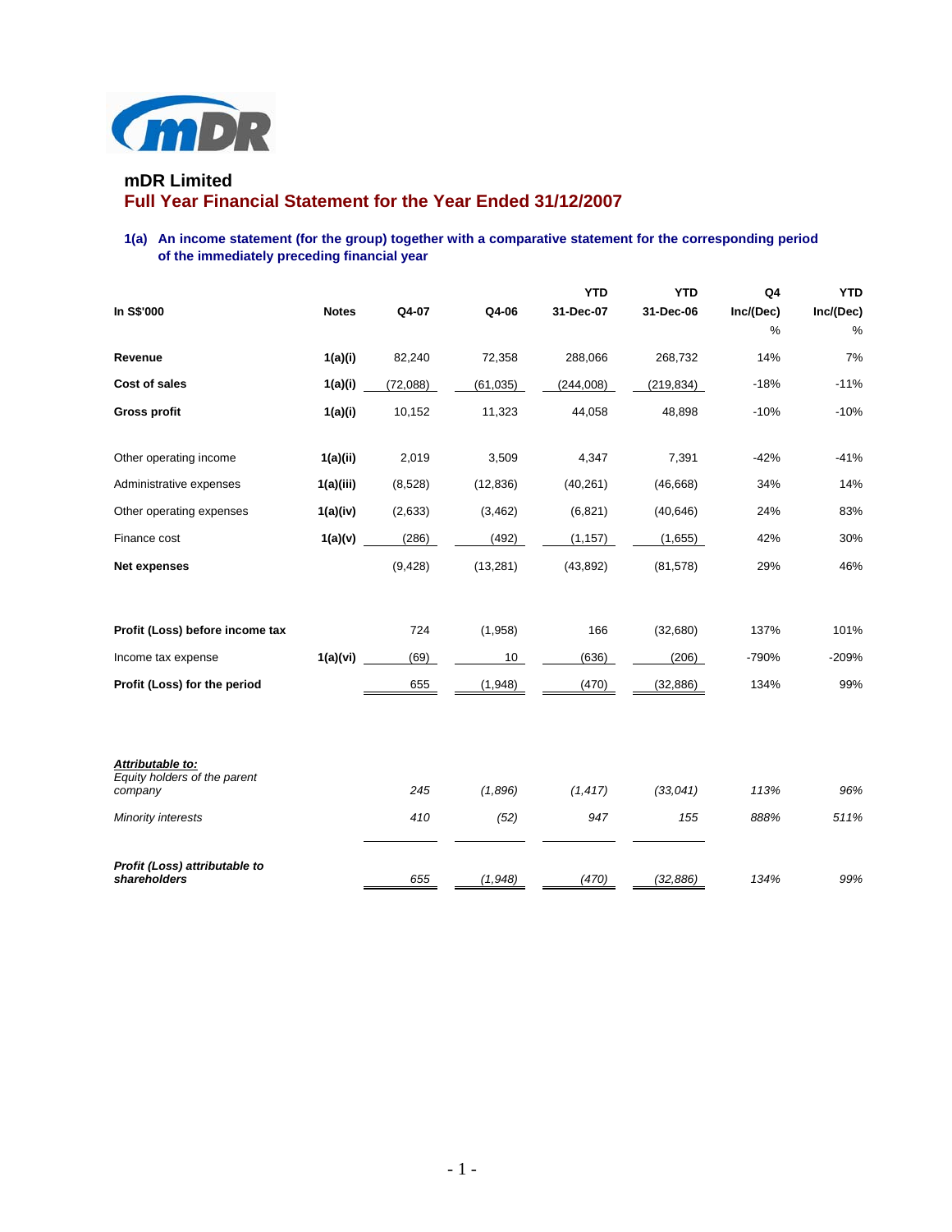# mDR Limited

## Full Year Financial Statement for the Year Ended 31/12/2007

### 1(a) An income statement (for the group) together with a comparative statement for the corresponding period of the immediately preceding financial year

| In S$'000 | Notes | Q4-07 | Q4-06 | YTD 31-Dec-07 | YTD 31-Dec-06 | Q4 Inc/(Dec) % | YTD Inc/(Dec) % |
|---|---|---|---|---|---|---|---|
| **Revenue** | 1(a)(i) | 82,240 | 72,358 | 288,066 | 268,732 | 14% | 7% |
| **Cost of sales** | 1(a)(i) | (72,088) | (61,035) | (244,008) | (219,834) | -18% | -11% |
| **Gross profit** | 1(a)(i) | 10,152 | 11,323 | 44,058 | 48,898 | -10% | -10% |
| Other operating income | 1(a)(ii) | 2,019 | 3,509 | 4,347 | 7,391 | -42% | -41% |
| Administrative expenses | 1(a)(iii) | (8,528) | (12,836) | (40,261) | (46,668) | 34% | 14% |
| Other operating expenses | 1(a)(iv) | (2,633) | (3,462) | (6,821) | (40,646) | 24% | 83% |
| Finance cost | 1(a)(v) | (286) | (492) | (1,157) | (1,655) | 42% | 30% |
| **Net expenses** | | (9,428) | (13,281) | (43,892) | (81,578) | 29% | 46% |
| **Profit (Loss) before income tax** | | 724 | (1,958) | 166 | (32,680) | 137% | 101% |
| Income tax expense | 1(a)(vi) | (69) | 10 | (636) | (206) | -790% | -209% |
| **Profit (Loss) for the period** | | 655 | (1,948) | (470) | (32,886) | 134% | 99% |
| ***Attributable to:*** | | | | | | | |
| *Equity holders of the parent company* | | *245* | *(1,896)* | *(1,417)* | *(33,041)* | *113%* | *96%* |
| *Minority interests* | | *410* | *(52)* | *947* | *155* | *888%* | *511%* |
| ***Profit (Loss) attributable to shareholders*** | | *655* | *(1,948)* | *(470)* | *(32,886)* | *134%* | *99%* |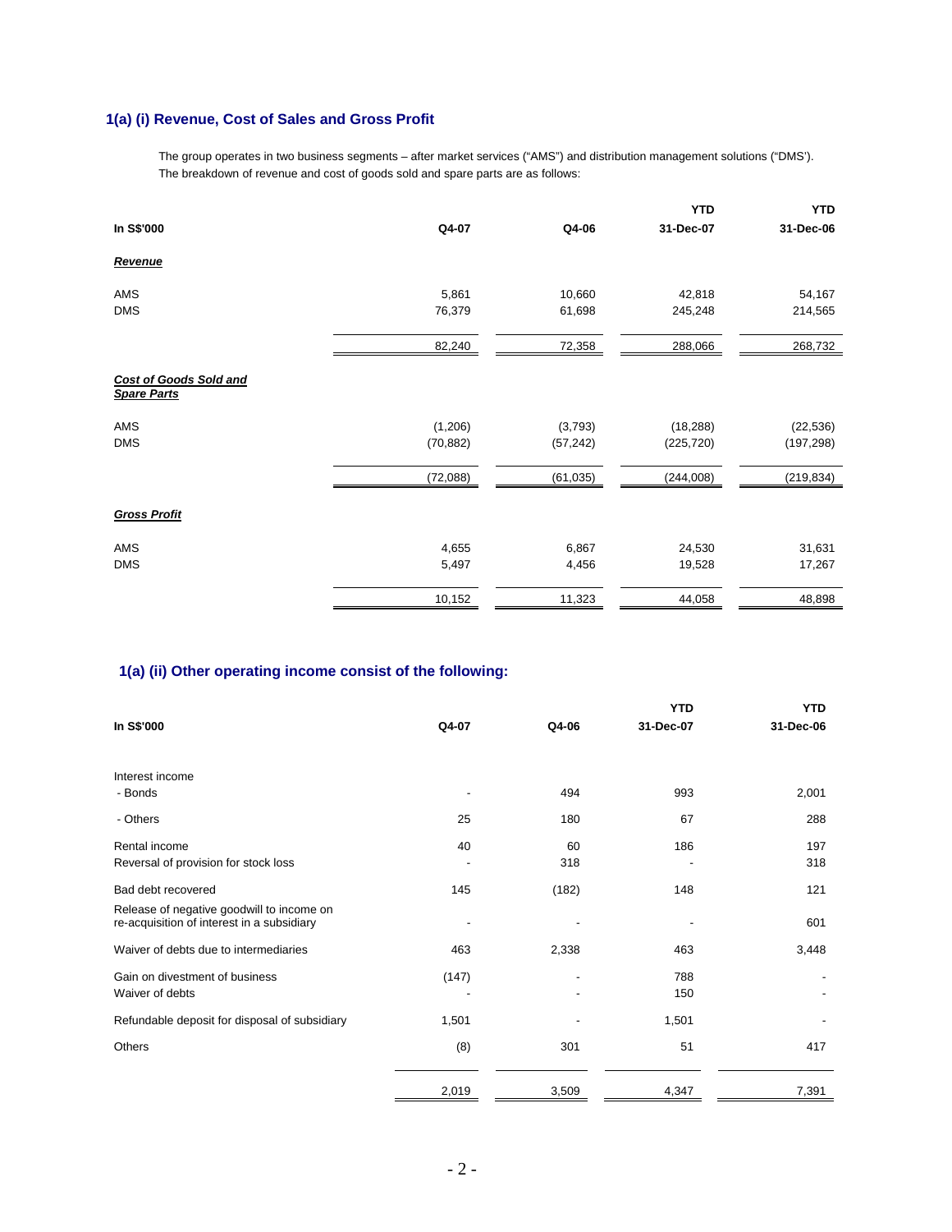### 1(a) (i) Revenue, Cost of Sales and Gross Profit

The group operates in two business segments – after market services ("AMS") and distribution management solutions ("DMS'). The breakdown of revenue and cost of goods sold and spare parts are as follows:

| In S$'000 | Q4-07 | Q4-06 | YTD 31-Dec-07 | YTD 31-Dec-06 |
|---|---|---|---|---|
| ***Revenue*** | | | | |
| AMS | 5,861 | 10,660 | 42,818 | 54,167 |
| DMS | 76,379 | 61,698 | 245,248 | 214,565 |
| | 82,240 | 72,358 | 288,066 | 268,732 |
| ***Cost of Goods Sold and Spare Parts*** | | | | |
| AMS | (1,206) | (3,793) | (18,288) | (22,536) |
| DMS | (70,882) | (57,242) | (225,720) | (197,298) |
| | (72,088) | (61,035) | (244,008) | (219,834) |
| ***Gross Profit*** | | | | |
| AMS | 4,655 | 6,867 | 24,530 | 31,631 |
| DMS | 5,497 | 4,456 | 19,528 | 17,267 |
| | 10,152 | 11,323 | 44,058 | 48,898 |

### 1(a) (ii) Other operating income consist of the following:

| In S$'000 | Q4-07 | Q4-06 | YTD 31-Dec-07 | YTD 31-Dec-06 |
|---|---|---|---|---|
| Interest income | | | | |
| - Bonds | - | 494 | 993 | 2,001 |
| - Others | 25 | 180 | 67 | 288 |
| Rental income | 40 | 60 | 186 | 197 |
| Reversal of provision for stock loss | - | 318 | - | 318 |
| Bad debt recovered | 145 | (182) | 148 | 121 |
| Release of negative goodwill to income on re-acquisition of interest in a subsidiary | - | - | - | 601 |
| Waiver of debts due to intermediaries | 463 | 2,338 | 463 | 3,448 |
| Gain on divestment of business | (147) | - | 788 | - |
| Waiver of debts | - | - | 150 | - |
| Refundable deposit for disposal of subsidiary | 1,501 | - | 1,501 | - |
| Others | (8) | 301 | 51 | 417 |
| | 2,019 | 3,509 | 4,347 | 7,391 |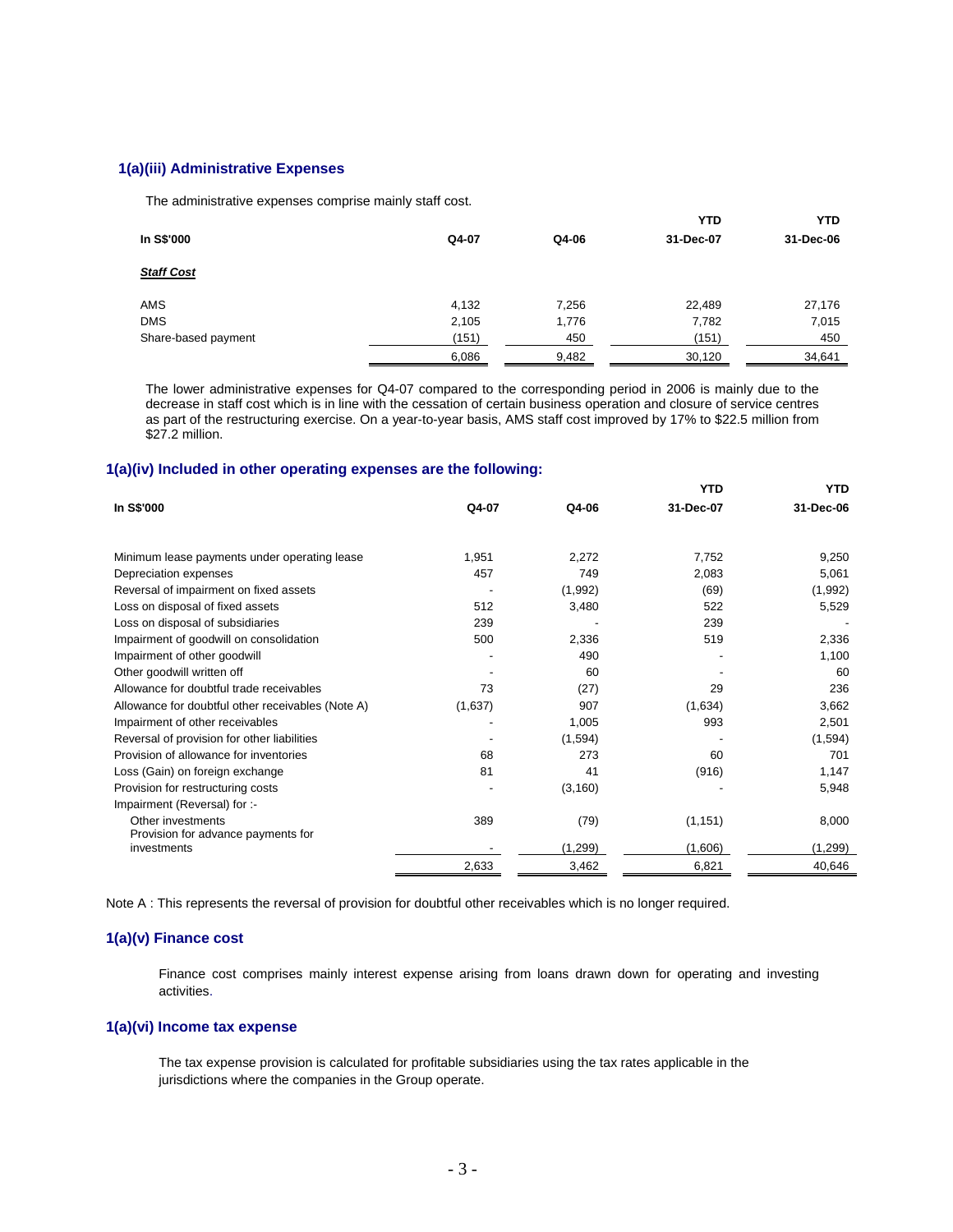### 1(a)(iii) Administrative Expenses

The administrative expenses comprise mainly staff cost.

| In S$'000 | Q4-07 | Q4-06 | YTD 31-Dec-07 | YTD 31-Dec-06 |
|---|---|---|---|---|
| ***Staff Cost*** | | | | |
| AMS | 4,132 | 7,256 | 22,489 | 27,176 |
| DMS | 2,105 | 1,776 | 7,782 | 7,015 |
| Share-based payment | (151) | 450 | (151) | 450 |
| | 6,086 | 9,482 | 30,120 | 34,641 |

The lower administrative expenses for Q4-07 compared to the corresponding period in 2006 is mainly due to the decrease in staff cost which is in line with the cessation of certain business operation and closure of service centres as part of the restructuring exercise. On a year-to-year basis, AMS staff cost improved by 17% to $22.5 million from $27.2 million.

### 1(a)(iv) Included in other operating expenses are the following:

| In S$'000 | Q4-07 | Q4-06 | YTD 31-Dec-07 | YTD 31-Dec-06 |
|---|---|---|---|---|
| Minimum lease payments under operating lease | 1,951 | 2,272 | 7,752 | 9,250 |
| Depreciation expenses | 457 | 749 | 2,083 | 5,061 |
| Reversal of impairment on fixed assets | - | (1,992) | (69) | (1,992) |
| Loss on disposal of fixed assets | 512 | 3,480 | 522 | 5,529 |
| Loss on disposal of subsidiaries | 239 | - | 239 | - |
| Impairment of goodwill on consolidation | 500 | 2,336 | 519 | 2,336 |
| Impairment of other goodwill | - | 490 | - | 1,100 |
| Other goodwill written off | - | 60 | - | 60 |
| Allowance for doubtful trade receivables | 73 | (27) | 29 | 236 |
| Allowance for doubtful other receivables (Note A) | (1,637) | 907 | (1,634) | 3,662 |
| Impairment of other receivables | - | 1,005 | 993 | 2,501 |
| Reversal of provision for other liabilities | - | (1,594) | - | (1,594) |
| Provision of allowance for inventories | 68 | 273 | 60 | 701 |
| Loss (Gain) on foreign exchange | 81 | 41 | (916) | 1,147 |
| Provision for restructuring costs | - | (3,160) | - | 5,948 |
| Impairment (Reversal) for :- | | | | |
| Other investments | 389 | (79) | (1,151) | 8,000 |
| Provision for advance payments for investments | - | (1,299) | (1,606) | (1,299) |
| | 2,633 | 3,462 | 6,821 | 40,646 |

Note A : This represents the reversal of provision for doubtful other receivables which is no longer required.

### 1(a)(v) Finance cost

Finance cost comprises mainly interest expense arising from loans drawn down for operating and investing activities.

### 1(a)(vi) Income tax expense

The tax expense provision is calculated for profitable subsidiaries using the tax rates applicable in the jurisdictions where the companies in the Group operate.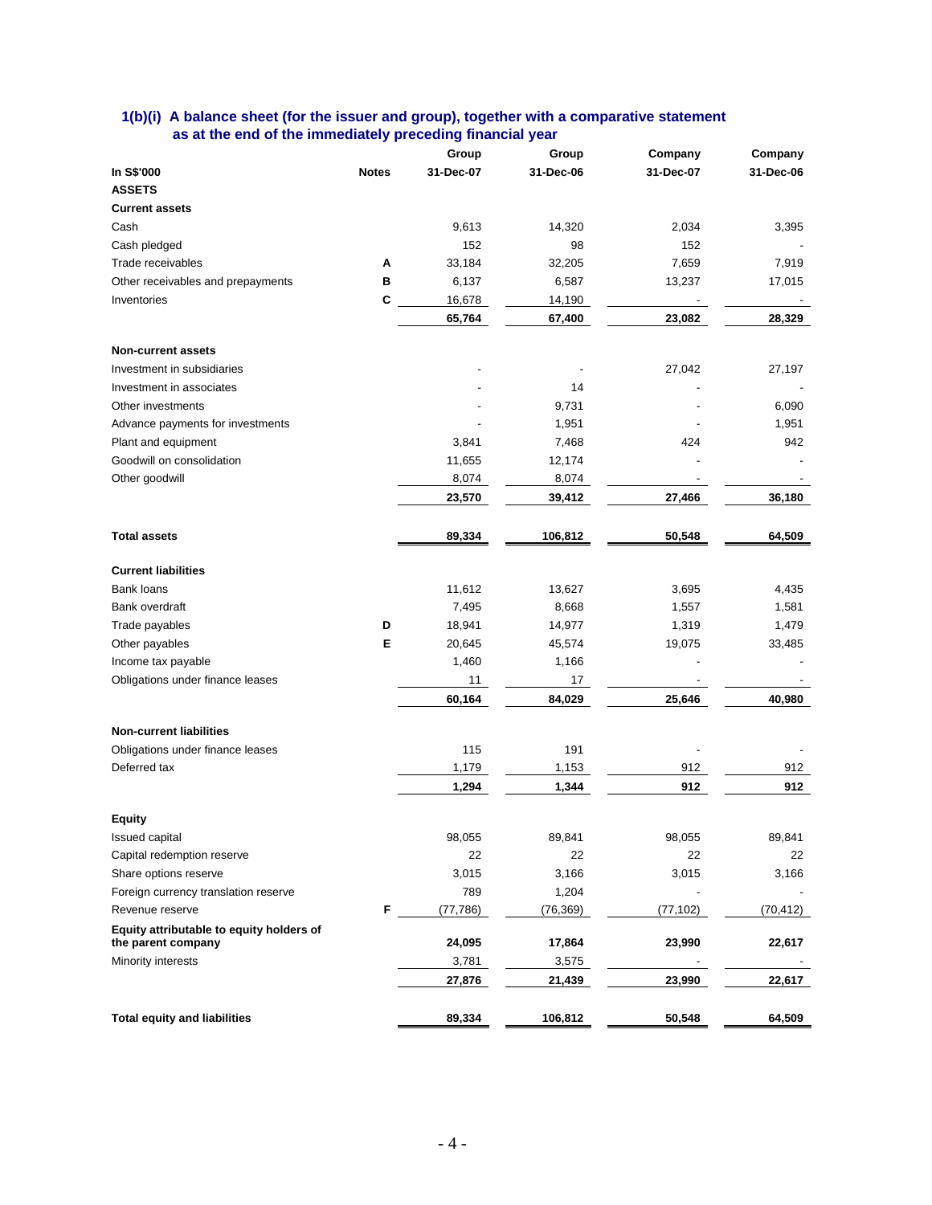### 1(b)(i) A balance sheet (for the issuer and group), together with a comparative statement as at the end of the immediately preceding financial year

| In S$'000 | Notes | Group 31-Dec-07 | Group 31-Dec-06 | Company 31-Dec-07 | Company 31-Dec-06 |
|---|---|---|---|---|---|
| **ASSETS** | | | | | |
| **Current assets** | | | | | |
| Cash | | 9,613 | 14,320 | 2,034 | 3,395 |
| Cash pledged | | 152 | 98 | 152 | - |
| Trade receivables | A | 33,184 | 32,205 | 7,659 | 7,919 |
| Other receivables and prepayments | B | 6,137 | 6,587 | 13,237 | 17,015 |
| Inventories | C | 16,678 | 14,190 | - | - |
| | | **65,764** | **67,400** | **23,082** | **28,329** |
| **Non-current assets** | | | | | |
| Investment in subsidiaries | | - | - | 27,042 | 27,197 |
| Investment in associates | | - | 14 | - | - |
| Other investments | | - | 9,731 | - | 6,090 |
| Advance payments for investments | | - | 1,951 | - | 1,951 |
| Plant and equipment | | 3,841 | 7,468 | 424 | 942 |
| Goodwill on consolidation | | 11,655 | 12,174 | - | - |
| Other goodwill | | 8,074 | 8,074 | - | - |
| | | **23,570** | **39,412** | **27,466** | **36,180** |
| **Total assets** | | **89,334** | **106,812** | **50,548** | **64,509** |
| **Current liabilities** | | | | | |
| Bank loans | | 11,612 | 13,627 | 3,695 | 4,435 |
| Bank overdraft | | 7,495 | 8,668 | 1,557 | 1,581 |
| Trade payables | D | 18,941 | 14,977 | 1,319 | 1,479 |
| Other payables | E | 20,645 | 45,574 | 19,075 | 33,485 |
| Income tax payable | | 1,460 | 1,166 | - | - |
| Obligations under finance leases | | 11 | 17 | - | - |
| | | **60,164** | **84,029** | **25,646** | **40,980** |
| **Non-current liabilities** | | | | | |
| Obligations under finance leases | | 115 | 191 | - | - |
| Deferred tax | | 1,179 | 1,153 | 912 | 912 |
| | | **1,294** | **1,344** | **912** | **912** |
| **Equity** | | | | | |
| Issued capital | | 98,055 | 89,841 | 98,055 | 89,841 |
| Capital redemption reserve | | 22 | 22 | 22 | 22 |
| Share options reserve | | 3,015 | 3,166 | 3,015 | 3,166 |
| Foreign currency translation reserve | | 789 | 1,204 | - | - |
| Revenue reserve | F | (77,786) | (76,369) | (77,102) | (70,412) |
| **Equity attributable to equity holders of the parent company** | | **24,095** | **17,864** | **23,990** | **22,617** |
| Minority interests | | 3,781 | 3,575 | - | - |
| | | **27,876** | **21,439** | **23,990** | **22,617** |
| **Total equity and liabilities** | | **89,334** | **106,812** | **50,548** | **64,509** |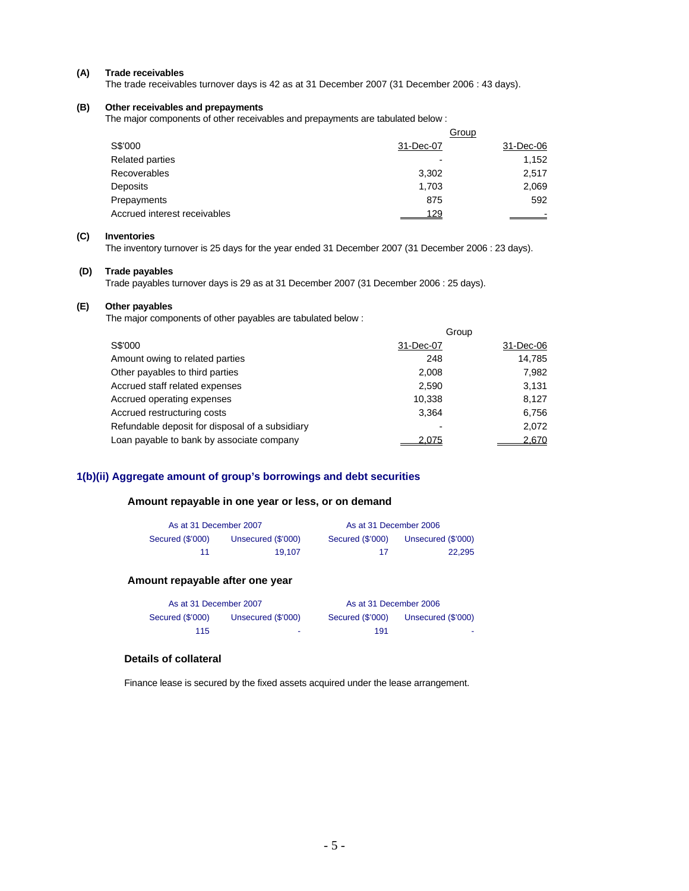**(A) Trade receivables**

The trade receivables turnover days is 42 as at 31 December 2007 (31 December 2006 : 43 days).

**(B) Other receivables and prepayments**

The major components of other receivables and prepayments are tabulated below :

| | Group | |
|---|---|---|
| S$'000 | 31-Dec-07 | 31-Dec-06 |
| Related parties | - | 1,152 |
| Recoverables | 3,302 | 2,517 |
| Deposits | 1,703 | 2,069 |
| Prepayments | 875 | 592 |
| Accrued interest receivables | 129 | - |

**(C) Inventories**

The inventory turnover is 25 days for the year ended 31 December 2007 (31 December 2006 : 23 days).

**(D) Trade payables**

Trade payables turnover days is 29 as at 31 December 2007 (31 December 2006 : 25 days).

**(E) Other payables**

The major components of other payables are tabulated below :

| | Group | |
|---|---|---|
| S$'000 | 31-Dec-07 | 31-Dec-06 |
| Amount owing to related parties | 248 | 14,785 |
| Other payables to third parties | 2,008 | 7,982 |
| Accrued staff related expenses | 2,590 | 3,131 |
| Accrued operating expenses | 10,338 | 8,127 |
| Accrued restructuring costs | 3,364 | 6,756 |
| Refundable deposit for disposal of a subsidiary | - | 2,072 |
| Loan payable to bank by associate company | 2,075 | 2,670 |

## 1(b)(ii) Aggregate amount of group's borrowings and debt securities

### Amount repayable in one year or less, or on demand

| As at 31 December 2007 | | As at 31 December 2006 | |
|---|---|---|---|
| Secured ($'000) | Unsecured ($'000) | Secured ($'000) | Unsecured ($'000) |
| 11 | 19,107 | 17 | 22,295 |

### Amount repayable after one year

| As at 31 December 2007 | | As at 31 December 2006 | |
|---|---|---|---|
| Secured ($'000) | Unsecured ($'000) | Secured ($'000) | Unsecured ($'000) |
| 115 | - | 191 | - |

### Details of collateral

Finance lease is secured by the fixed assets acquired under the lease arrangement.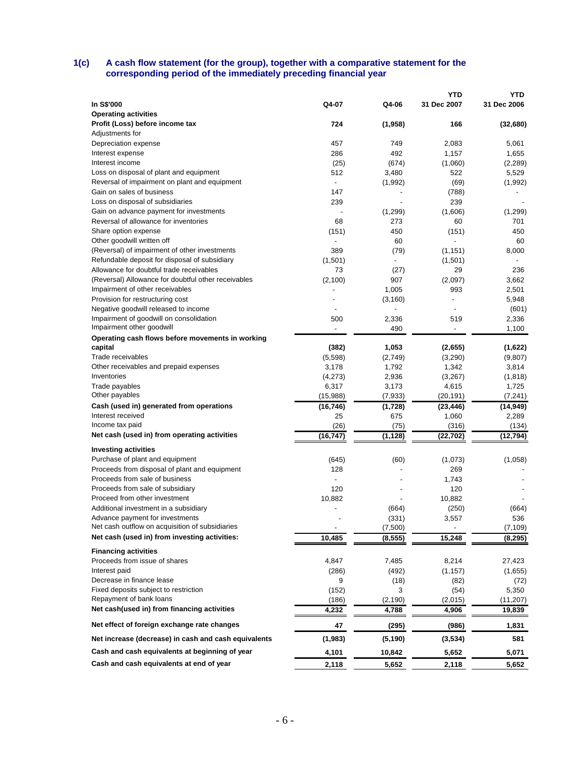## 1(c) A cash flow statement (for the group), together with a comparative statement for the corresponding period of the immediately preceding financial year

| In S$'000 | Q4-07 | Q4-06 | YTD 31 Dec 2007 | YTD 31 Dec 2006 |
|---|---|---|---|---|
| **Operating activities** | | | | |
| **Profit (Loss) before income tax** | **724** | **(1,958)** | **166** | **(32,680)** |
| Adjustments for | | | | |
| Depreciation expense | 457 | 749 | 2,083 | 5,061 |
| Interest expense | 286 | 492 | 1,157 | 1,655 |
| Interest income | (25) | (674) | (1,060) | (2,289) |
| Loss on disposal of plant and equipment | 512 | 3,480 | 522 | 5,529 |
| Reversal of impairment on plant and equipment | - | (1,992) | (69) | (1,992) |
| Gain on sales of business | 147 | - | (788) | - |
| Loss on disposal of subsidiaries | 239 | - | 239 | - |
| Gain on advance payment for investments | - | (1,299) | (1,606) | (1,299) |
| Reversal of allowance for inventories | 68 | 273 | 60 | 701 |
| Share option expense | (151) | 450 | (151) | 450 |
| Other goodwill written off | - | 60 | - | 60 |
| (Reversal) of impairment of other investments | 389 | (79) | (1,151) | 8,000 |
| Refundable deposit for disposal of subsidiary | (1,501) | - | (1,501) | - |
| Allowance for doubtful trade receivables | 73 | (27) | 29 | 236 |
| (Reversal) Allowance for doubtful other receivables | (2,100) | 907 | (2,097) | 3,662 |
| Impairment of other receivables | - | 1,005 | 993 | 2,501 |
| Provision for restructuring cost | - | (3,160) | - | 5,948 |
| Negative goodwill released to income | - | - | - | (601) |
| Impairment of goodwill on consolidation | 500 | 2,336 | 519 | 2,336 |
| Impairment other goodwill | - | 490 | - | 1,100 |
| **Operating cash flows before movements in working capital** | **(382)** | **1,053** | **(2,655)** | **(1,622)** |
| Trade receivables | (5,598) | (2,749) | (3,290) | (9,807) |
| Other receivables and prepaid expenses | 3,178 | 1,792 | 1,342 | 3,814 |
| Inventories | (4,273) | 2,936 | (3,267) | (1,818) |
| Trade payables | 6,317 | 3,173 | 4,615 | 1,725 |
| Other payables | (15,988) | (7,933) | (20,191) | (7,241) |
| **Cash (used in) generated from operations** | **(16,746)** | **(1,728)** | **(23,446)** | **(14,949)** |
| Interest received | 25 | 675 | 1,060 | 2,289 |
| Income tax paid | (26) | (75) | (316) | (134) |
| **Net cash (used in) from operating activities** | **(16,747)** | **(1,128)** | **(22,702)** | **(12,794)** |
| **Investing activities** | | | | |
| Purchase of plant and equipment | (645) | (60) | (1,073) | (1,058) |
| Proceeds from disposal of plant and equipment | 128 | - | 269 | - |
| Proceeds from sale of business | - | - | 1,743 | - |
| Proceeds from sale of subsidiary | 120 | - | 120 | - |
| Proceed from other investment | 10,882 | - | 10,882 | - |
| Additional investment in a subsidiary | - | (664) | (250) | (664) |
| Advance payment for investments | - | (331) | 3,557 | 536 |
| Net cash outflow on acquisition of subsidiaries | - | (7,500) | - | (7,109) |
| **Net cash (used in) from investing activities:** | **10,485** | **(8,555)** | **15,248** | **(8,295)** |
| **Financing activities** | | | | |
| Proceeds from issue of shares | 4,847 | 7,485 | 8,214 | 27,423 |
| Interest paid | (286) | (492) | (1,157) | (1,655) |
| Decrease in finance lease | 9 | (18) | (82) | (72) |
| Fixed deposits subject to restriction | (152) | 3 | (54) | 5,350 |
| Repayment of bank loans | (186) | (2,190) | (2,015) | (11,207) |
| **Net cash(used in) from financing activities** | **4,232** | **4,788** | **4,906** | **19,839** |
| **Net effect of foreign exchange rate changes** | **47** | **(295)** | **(986)** | **1,831** |
| **Net increase (decrease) in cash and cash equivalents** | **(1,983)** | **(5,190)** | **(3,534)** | **581** |
| **Cash and cash equivalents at beginning of year** | **4,101** | **10,842** | **5,652** | **5,071** |
| **Cash and cash equivalents at end of year** | **2,118** | **5,652** | **2,118** | **5,652** |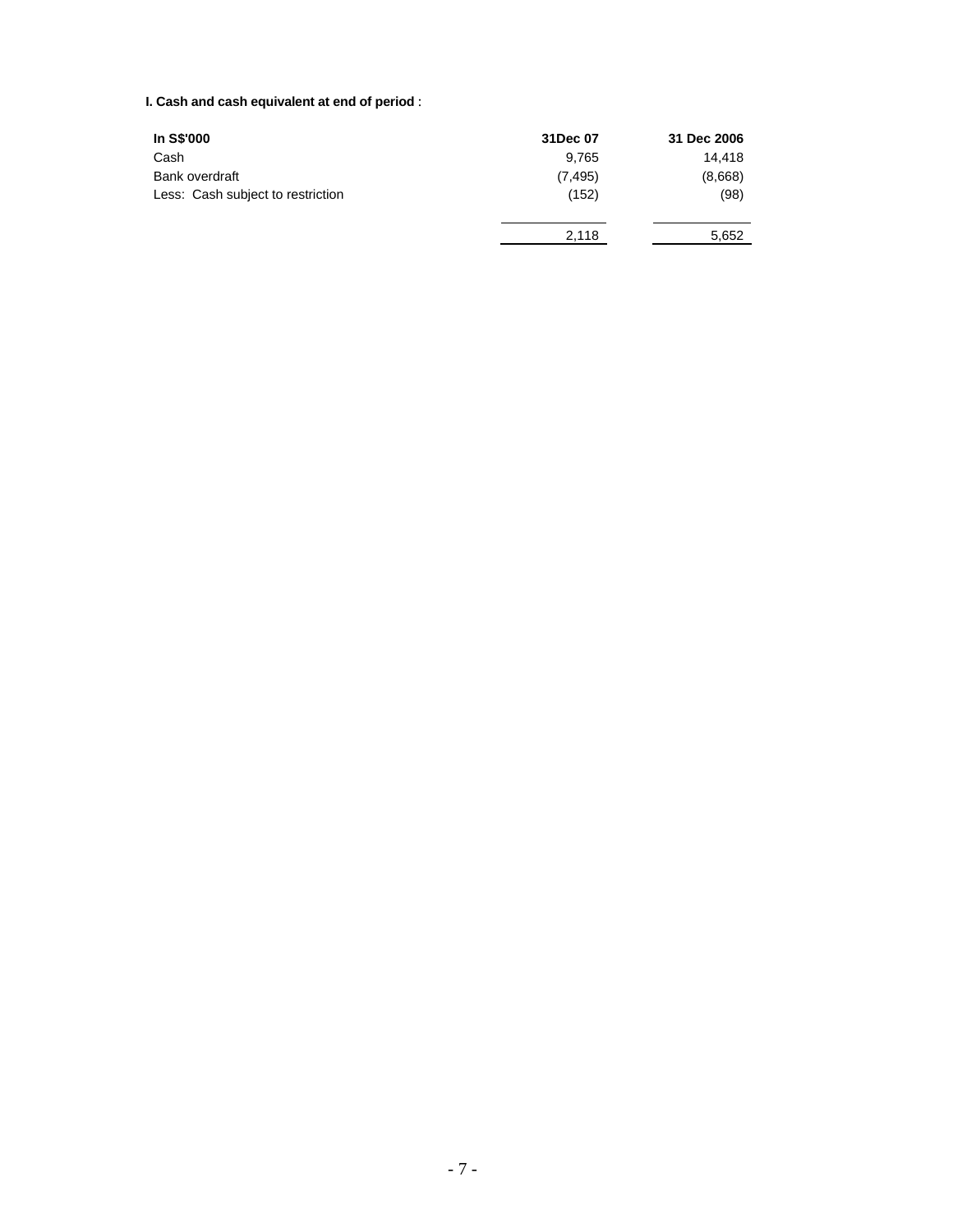**I. Cash and cash equivalent at end of period** :

| In S$'000 | 31Dec 07 | 31 Dec 2006 |
|---|---|---|
| Cash | 9,765 | 14,418 |
| Bank overdraft | (7,495) | (8,668) |
| Less: Cash subject to restriction | (152) | (98) |
| | 2,118 | 5,652 |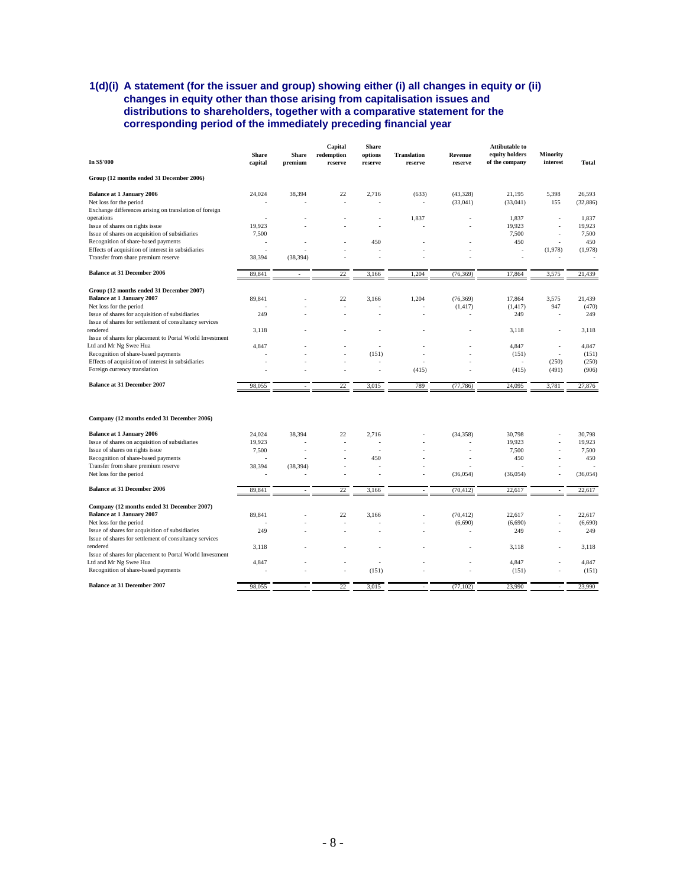### 1(d)(i) A statement (for the issuer and group) showing either (i) all changes in equity or (ii) changes in equity other than those arising from capitalisation issues and distributions to shareholders, together with a comparative statement for the corresponding period of the immediately preceding financial year

| In S$'000 | Share capital | Share premium | Capital redemption reserve | Share options reserve | Translation reserve | Revenue reserve | Attibutable to equity holders of the company | Minority interest | Total |
|---|---|---|---|---|---|---|---|---|---|
| **Group (12 months ended 31 December 2006)** | | | | | | | | | |
| **Balance at 1 January 2006** | 24,024 | 38,394 | 22 | 2,716 | (633) | (43,328) | 21,195 | 5,398 | 26,593 |
| Net loss for the period | - | - | - | - | - | (33,041) | (33,041) | 155 | (32,886) |
| Exchange differences arising on translation of foreign operations | - | - | - | - | 1,837 | - | 1,837 | - | 1,837 |
| Issue of shares on rights issue | 19,923 | - | - | - | - | - | 19,923 | - | 19,923 |
| Issue of shares on acquisition of subsidiaries | 7,500 | | | | | | 7,500 | - | 7,500 |
| Recognition of share-based payments | - | - | - | 450 | - | - | 450 | - | 450 |
| Effects of acquisition of interest in subsidiaries | - | - | - | - | - | - | - | (1,978) | (1,978) |
| Transfer from share premium reserve | 38,394 | (38,394) | - | - | - | - | - | - | - |
| **Balance at 31 December 2006** | 89,841 | - | 22 | 3,166 | 1,204 | (76,369) | 17,864 | 3,575 | 21,439 |
| **Group (12 months ended 31 December 2007)** | | | | | | | | | |
| **Balance at 1 January 2007** | 89,841 | - | 22 | 3,166 | 1,204 | (76,369) | 17,864 | 3,575 | 21,439 |
| Net loss for the period | - | - | - | - | - | (1,417) | (1,417) | 947 | (470) |
| Issue of shares for acquisition of subsidiaries | 249 | - | - | - | - | - | 249 | - | 249 |
| Issue of shares for settlement of consultancy services rendered | 3,118 | - | - | - | - | - | 3,118 | - | 3,118 |
| Issue of shares for placement to Portal World Investment Ltd and Mr Ng Swee Hua | 4,847 | - | - | - | - | - | 4,847 | - | 4,847 |
| Recognition of share-based payments | - | - | - | (151) | - | - | (151) | - | (151) |
| Effects of acquisition of interest in subsidiaries | - | - | - | - | - | - | - | (250) | (250) |
| Foreign currency translation | - | - | - | - | (415) | - | (415) | (491) | (906) |
| **Balance at 31 December 2007** | 98,055 | - | 22 | 3,015 | 789 | (77,786) | 24,095 | 3,781 | 27,876 |
| **Company (12 months ended 31 December 2006)** | | | | | | | | | |
| **Balance at 1 January 2006** | 24,024 | 38,394 | 22 | 2,716 | - | (34,358) | 30,798 | - | 30,798 |
| Issue of shares on acquisition of subsidiaries | 19,923 | - | - | - | - | - | 19,923 | - | 19,923 |
| Issue of shares on rights issue | 7,500 | - | - | - | - | - | 7,500 | - | 7,500 |
| Recognition of share-based payments | - | - | - | 450 | - | - | 450 | - | 450 |
| Transfer from share premium reserve | 38,394 | (38,394) | - | - | - | - | - | - | - |
| Net loss for the period | - | - | - | - | - | (36,054) | (36,054) | - | (36,054) |
| **Balance at 31 December 2006** | 89,841 | - | 22 | 3,166 | - | (70,412) | 22,617 | - | 22,617 |
| **Company (12 months ended 31 December 2007)** | | | | | | | | | |
| **Balance at 1 January 2007** | 89,841 | - | 22 | 3,166 | - | (70,412) | 22,617 | - | 22,617 |
| Net loss for the period | - | - | - | - | - | (6,690) | (6,690) | - | (6,690) |
| Issue of shares for acquisition of subsidiaries | 249 | - | - | - | - | - | 249 | - | 249 |
| Issue of shares for settlement of consultancy services rendered | 3,118 | - | - | - | - | - | 3,118 | - | 3,118 |
| Issue of shares for placement to Portal World Investment Ltd and Mr Ng Swee Hua | 4,847 | - | - | - | - | - | 4,847 | - | 4,847 |
| Recognition of share-based payments | - | - | - | (151) | - | - | (151) | - | (151) |
| **Balance at 31 December 2007** | 98,055 | - | 22 | 3,015 | - | (77,102) | 23,990 | - | 23,990 |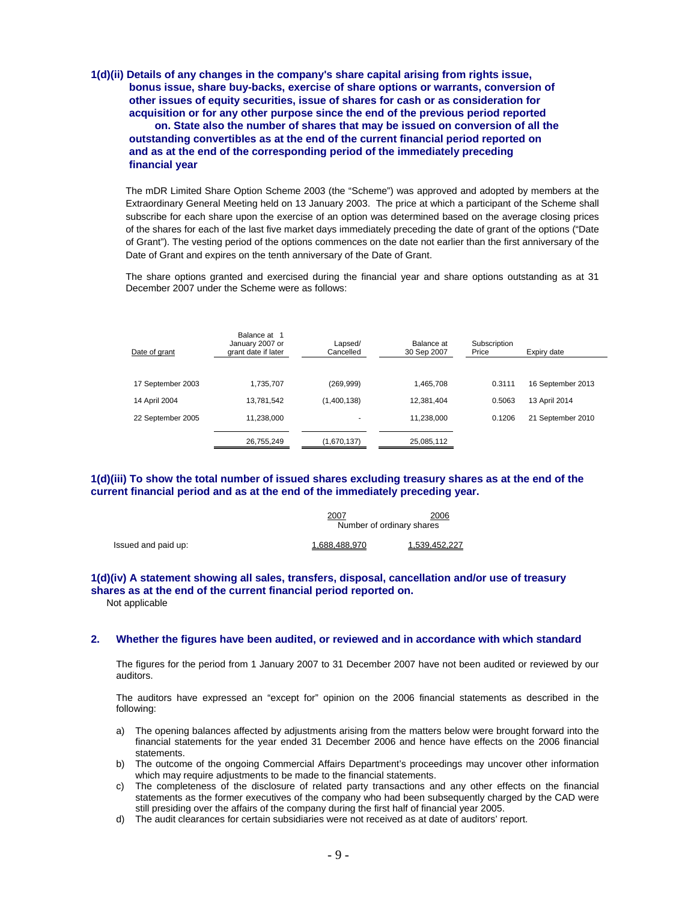**1(d)(ii) Details of any changes in the company's share capital arising from rights issue, bonus issue, share buy-backs, exercise of share options or warrants, conversion of other issues of equity securities, issue of shares for cash or as consideration for acquisition or for any other purpose since the end of the previous period reported on. State also the number of shares that may be issued on conversion of all the outstanding convertibles as at the end of the current financial period reported on and as at the end of the corresponding period of the immediately preceding financial year**

The mDR Limited Share Option Scheme 2003 (the "Scheme") was approved and adopted by members at the Extraordinary General Meeting held on 13 January 2003. The price at which a participant of the Scheme shall subscribe for each share upon the exercise of an option was determined based on the average closing prices of the shares for each of the last five market days immediately preceding the date of grant of the options ("Date of Grant"). The vesting period of the options commences on the date not earlier than the first anniversary of the Date of Grant and expires on the tenth anniversary of the Date of Grant.

The share options granted and exercised during the financial year and share options outstanding as at 31 December 2007 under the Scheme were as follows:

| Date of grant | Balance at 1 January 2007 or grant date if later | Lapsed/ Cancelled | Balance at 30 Sep 2007 | Subscription Price | Expiry date |
|---|---|---|---|---|---|
| 17 September 2003 | 1,735,707 | (269,999) | 1,465,708 | 0.3111 | 16 September 2013 |
| 14 April 2004 | 13,781,542 | (1,400,138) | 12,381,404 | 0.5063 | 13 April 2014 |
| 22 September 2005 | 11,238,000 | - | 11,238,000 | 0.1206 | 21 September 2010 |
| | 26,755,249 | (1,670,137) | 25,085,112 | | |

**1(d)(iii) To show the total number of issued shares excluding treasury shares as at the end of the current financial period and as at the end of the immediately preceding year.**

| | 2007 | 2006 |
|---|---|---|
| | Number of ordinary shares | |
| Issued and paid up: | 1,688,488,970 | 1,539,452,227 |

**1(d)(iv) A statement showing all sales, transfers, disposal, cancellation and/or use of treasury shares as at the end of the current financial period reported on.**

Not applicable

**2. Whether the figures have been audited, or reviewed and in accordance with which standard**

The figures for the period from 1 January 2007 to 31 December 2007 have not been audited or reviewed by our auditors.

The auditors have expressed an "except for" opinion on the 2006 financial statements as described in the following:

a) The opening balances affected by adjustments arising from the matters below were brought forward into the financial statements for the year ended 31 December 2006 and hence have effects on the 2006 financial statements.
b) The outcome of the ongoing Commercial Affairs Department's proceedings may uncover other information which may require adjustments to be made to the financial statements.
c) The completeness of the disclosure of related party transactions and any other effects on the financial statements as the former executives of the company who had been subsequently charged by the CAD were still presiding over the affairs of the company during the first half of financial year 2005.
d) The audit clearances for certain subsidiaries were not received as at date of auditors' report.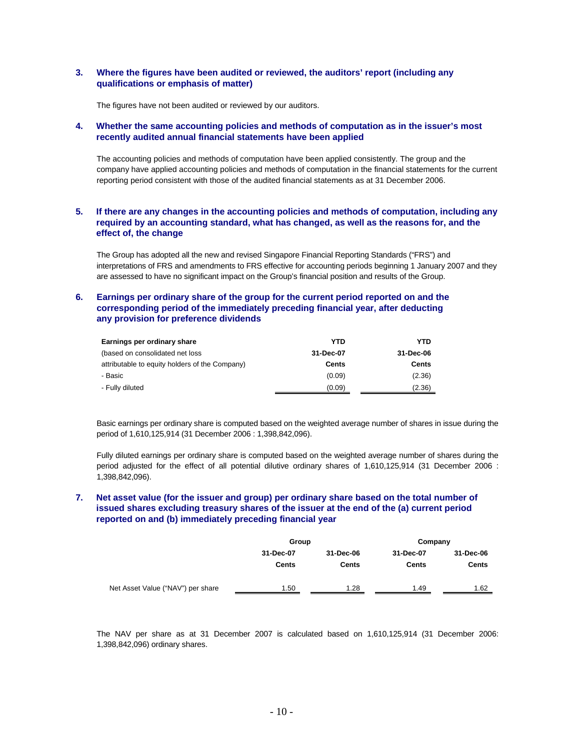### 3. Where the figures have been audited or reviewed, the auditors' report (including any qualifications or emphasis of matter)

The figures have not been audited or reviewed by our auditors.

### 4. Whether the same accounting policies and methods of computation as in the issuer's most recently audited annual financial statements have been applied

The accounting policies and methods of computation have been applied consistently. The group and the company have applied accounting policies and methods of computation in the financial statements for the current reporting period consistent with those of the audited financial statements as at 31 December 2006.

### 5. If there are any changes in the accounting policies and methods of computation, including any required by an accounting standard, what has changed, as well as the reasons for, and the effect of, the change

The Group has adopted all the new and revised Singapore Financial Reporting Standards ("FRS") and interpretations of FRS and amendments to FRS effective for accounting periods beginning 1 January 2007 and they are assessed to have no significant impact on the Group's financial position and results of the Group.

### 6. Earnings per ordinary share of the group for the current period reported on and the corresponding period of the immediately preceding financial year, after deducting any provision for preference dividends

| **Earnings per ordinary share** | **YTD** | **YTD** |
|---|---|---|
| (based on consolidated net loss | **31-Dec-07** | **31-Dec-06** |
| attributable to equity holders of the Company) | **Cents** | **Cents** |
| - Basic | (0.09) | (2.36) |
| - Fully diluted | (0.09) | (2.36) |

Basic earnings per ordinary share is computed based on the weighted average number of shares in issue during the period of 1,610,125,914 (31 December 2006 : 1,398,842,096).

Fully diluted earnings per ordinary share is computed based on the weighted average number of shares during the period adjusted for the effect of all potential dilutive ordinary shares of 1,610,125,914 (31 December 2006 : 1,398,842,096).

### 7. Net asset value (for the issuer and group) per ordinary share based on the total number of issued shares excluding treasury shares of the issuer at the end of the (a) current period reported on and (b) immediately preceding financial year

| | **Group** | | **Company** | |
|---|---|---|---|---|
| | **31-Dec-07** | **31-Dec-06** | **31-Dec-07** | **31-Dec-06** |
| | **Cents** | **Cents** | **Cents** | **Cents** |
| Net Asset Value ("NAV") per share | 1.50 | 1.28 | 1.49 | 1.62 |

The NAV per share as at 31 December 2007 is calculated based on 1,610,125,914 (31 December 2006: 1,398,842,096) ordinary shares.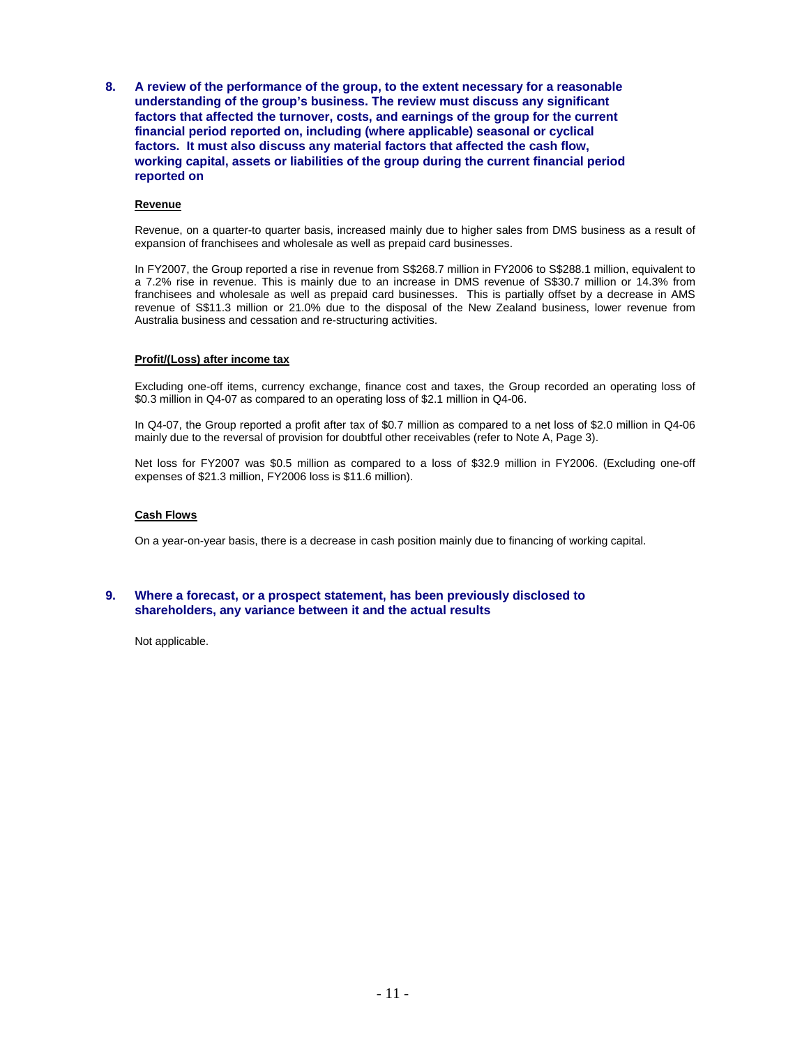## 8. A review of the performance of the group, to the extent necessary for a reasonable understanding of the group's business. The review must discuss any significant factors that affected the turnover, costs, and earnings of the group for the current financial period reported on, including (where applicable) seasonal or cyclical factors. It must also discuss any material factors that affected the cash flow, working capital, assets or liabilities of the group during the current financial period reported on

**Revenue**

Revenue, on a quarter-to quarter basis, increased mainly due to higher sales from DMS business as a result of expansion of franchisees and wholesale as well as prepaid card businesses.

In FY2007, the Group reported a rise in revenue from S$268.7 million in FY2006 to S$288.1 million, equivalent to a 7.2% rise in revenue. This is mainly due to an increase in DMS revenue of S$30.7 million or 14.3% from franchisees and wholesale as well as prepaid card businesses. This is partially offset by a decrease in AMS revenue of S$11.3 million or 21.0% due to the disposal of the New Zealand business, lower revenue from Australia business and cessation and re-structuring activities.

**Profit/(Loss) after income tax**

Excluding one-off items, currency exchange, finance cost and taxes, the Group recorded an operating loss of $0.3 million in Q4-07 as compared to an operating loss of $2.1 million in Q4-06.

In Q4-07, the Group reported a profit after tax of $0.7 million as compared to a net loss of $2.0 million in Q4-06 mainly due to the reversal of provision for doubtful other receivables (refer to Note A, Page 3).

Net loss for FY2007 was $0.5 million as compared to a loss of $32.9 million in FY2006. (Excluding one-off expenses of $21.3 million, FY2006 loss is $11.6 million).

**Cash Flows**

On a year-on-year basis, there is a decrease in cash position mainly due to financing of working capital.

## 9. Where a forecast, or a prospect statement, has been previously disclosed to shareholders, any variance between it and the actual results

Not applicable.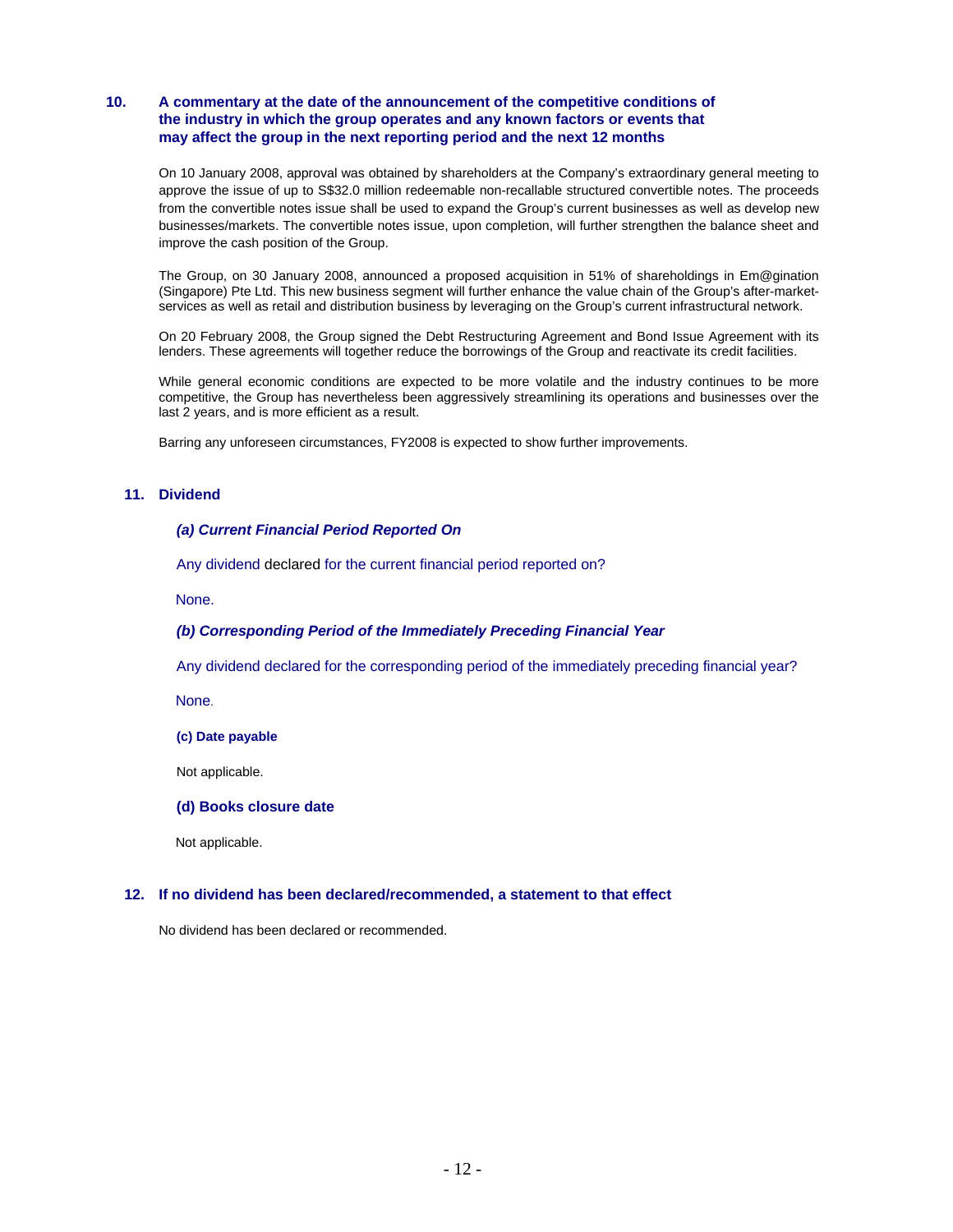## 10. A commentary at the date of the announcement of the competitive conditions of the industry in which the group operates and any known factors or events that may affect the group in the next reporting period and the next 12 months

On 10 January 2008, approval was obtained by shareholders at the Company's extraordinary general meeting to approve the issue of up to S$32.0 million redeemable non-recallable structured convertible notes. The proceeds from the convertible notes issue shall be used to expand the Group's current businesses as well as develop new businesses/markets. The convertible notes issue, upon completion, will further strengthen the balance sheet and improve the cash position of the Group.

The Group, on 30 January 2008, announced a proposed acquisition in 51% of shareholdings in Em@gination (Singapore) Pte Ltd. This new business segment will further enhance the value chain of the Group's after-market-services as well as retail and distribution business by leveraging on the Group's current infrastructural network.

On 20 February 2008, the Group signed the Debt Restructuring Agreement and Bond Issue Agreement with its lenders. These agreements will together reduce the borrowings of the Group and reactivate its credit facilities.

While general economic conditions are expected to be more volatile and the industry continues to be more competitive, the Group has nevertheless been aggressively streamlining its operations and businesses over the last 2 years, and is more efficient as a result.

Barring any unforeseen circumstances, FY2008 is expected to show further improvements.

## 11. Dividend

### *(a) Current Financial Period Reported On*

Any dividend declared for the current financial period reported on?

None.

### *(b) Corresponding Period of the Immediately Preceding Financial Year*

Any dividend declared for the corresponding period of the immediately preceding financial year?

None.

### (c) Date payable

Not applicable.

### (d) Books closure date

Not applicable.

## 12. If no dividend has been declared/recommended, a statement to that effect

No dividend has been declared or recommended.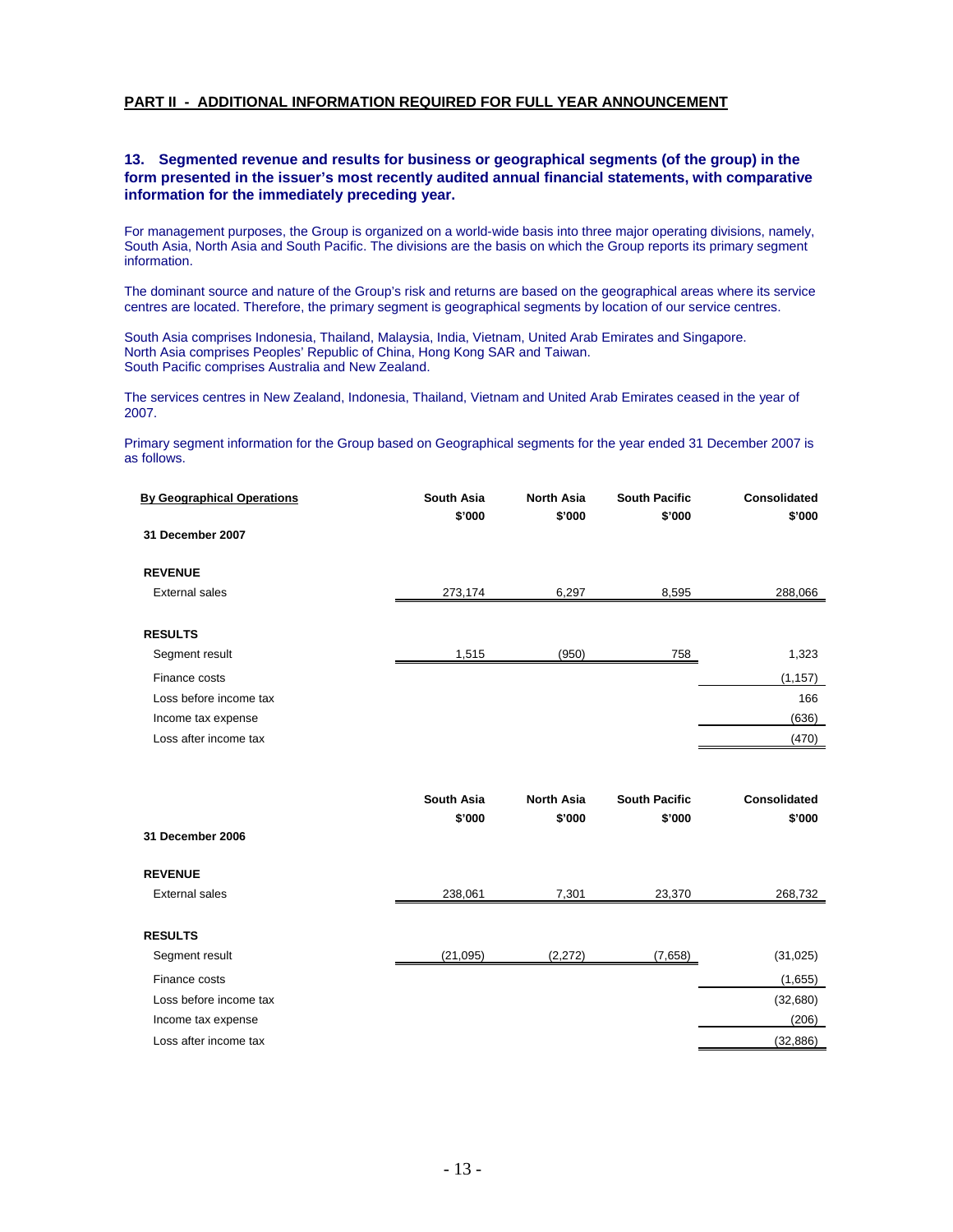## PART II - ADDITIONAL INFORMATION REQUIRED FOR FULL YEAR ANNOUNCEMENT

### 13. Segmented revenue and results for business or geographical segments (of the group) in the form presented in the issuer's most recently audited annual financial statements, with comparative information for the immediately preceding year.

For management purposes, the Group is organized on a world-wide basis into three major operating divisions, namely, South Asia, North Asia and South Pacific. The divisions are the basis on which the Group reports its primary segment information.

The dominant source and nature of the Group's risk and returns are based on the geographical areas where its service centres are located. Therefore, the primary segment is geographical segments by location of our service centres.

South Asia comprises Indonesia, Thailand, Malaysia, India, Vietnam, United Arab Emirates and Singapore.
North Asia comprises Peoples' Republic of China, Hong Kong SAR and Taiwan.
South Pacific comprises Australia and New Zealand.

The services centres in New Zealand, Indonesia, Thailand, Vietnam and United Arab Emirates ceased in the year of 2007.

Primary segment information for the Group based on Geographical segments for the year ended 31 December 2007 is as follows.

| **By Geographical Operations** | **South Asia** $'000 | **North Asia** $'000 | **South Pacific** $'000 | **Consolidated** $'000 |
|---|---|---|---|---|
| **31 December 2007** | | | | |
| **REVENUE** | | | | |
| External sales | 273,174 | 6,297 | 8,595 | 288,066 |
| **RESULTS** | | | | |
| Segment result | 1,515 | (950) | 758 | 1,323 |
| Finance costs | | | | (1,157) |
| Loss before income tax | | | | 166 |
| Income tax expense | | | | (636) |
| Loss after income tax | | | | (470) |

| | **South Asia** $'000 | **North Asia** $'000 | **South Pacific** $'000 | **Consolidated** $'000 |
|---|---|---|---|---|
| **31 December 2006** | | | | |
| **REVENUE** | | | | |
| External sales | 238,061 | 7,301 | 23,370 | 268,732 |
| **RESULTS** | | | | |
| Segment result | (21,095) | (2,272) | (7,658) | (31,025) |
| Finance costs | | | | (1,655) |
| Loss before income tax | | | | (32,680) |
| Income tax expense | | | | (206) |
| Loss after income tax | | | | (32,886) |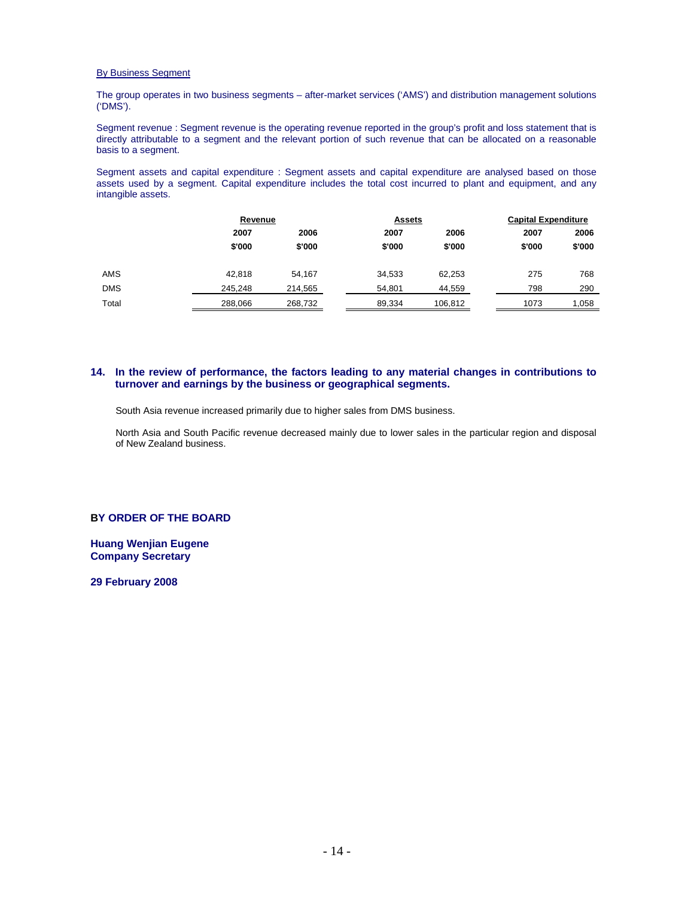By Business Segment

The group operates in two business segments – after-market services ('AMS') and distribution management solutions ('DMS').

Segment revenue : Segment revenue is the operating revenue reported in the group's profit and loss statement that is directly attributable to a segment and the relevant portion of such revenue that can be allocated on a reasonable basis to a segment.

Segment assets and capital expenditure : Segment assets and capital expenditure are analysed based on those assets used by a segment. Capital expenditure includes the total cost incurred to plant and equipment, and any intangible assets.

| | Revenue | | Assets | | Capital Expenditure | |
|---|---|---|---|---|---|---|
| | 2007 | 2006 | 2007 | 2006 | 2007 | 2006 |
| | $'000 | $'000 | $'000 | $'000 | $'000 | $'000 |
| AMS | 42,818 | 54,167 | 34,533 | 62,253 | 275 | 768 |
| DMS | 245,248 | 214,565 | 54,801 | 44,559 | 798 | 290 |
| Total | 288,066 | 268,732 | 89,334 | 106,812 | 1073 | 1,058 |

**14. In the review of performance, the factors leading to any material changes in contributions to turnover and earnings by the business or geographical segments.**

South Asia revenue increased primarily due to higher sales from DMS business.

North Asia and South Pacific revenue decreased mainly due to lower sales in the particular region and disposal of New Zealand business.

**BY ORDER OF THE BOARD**

**Huang Wenjian Eugene**
**Company Secretary**

**29 February 2008**